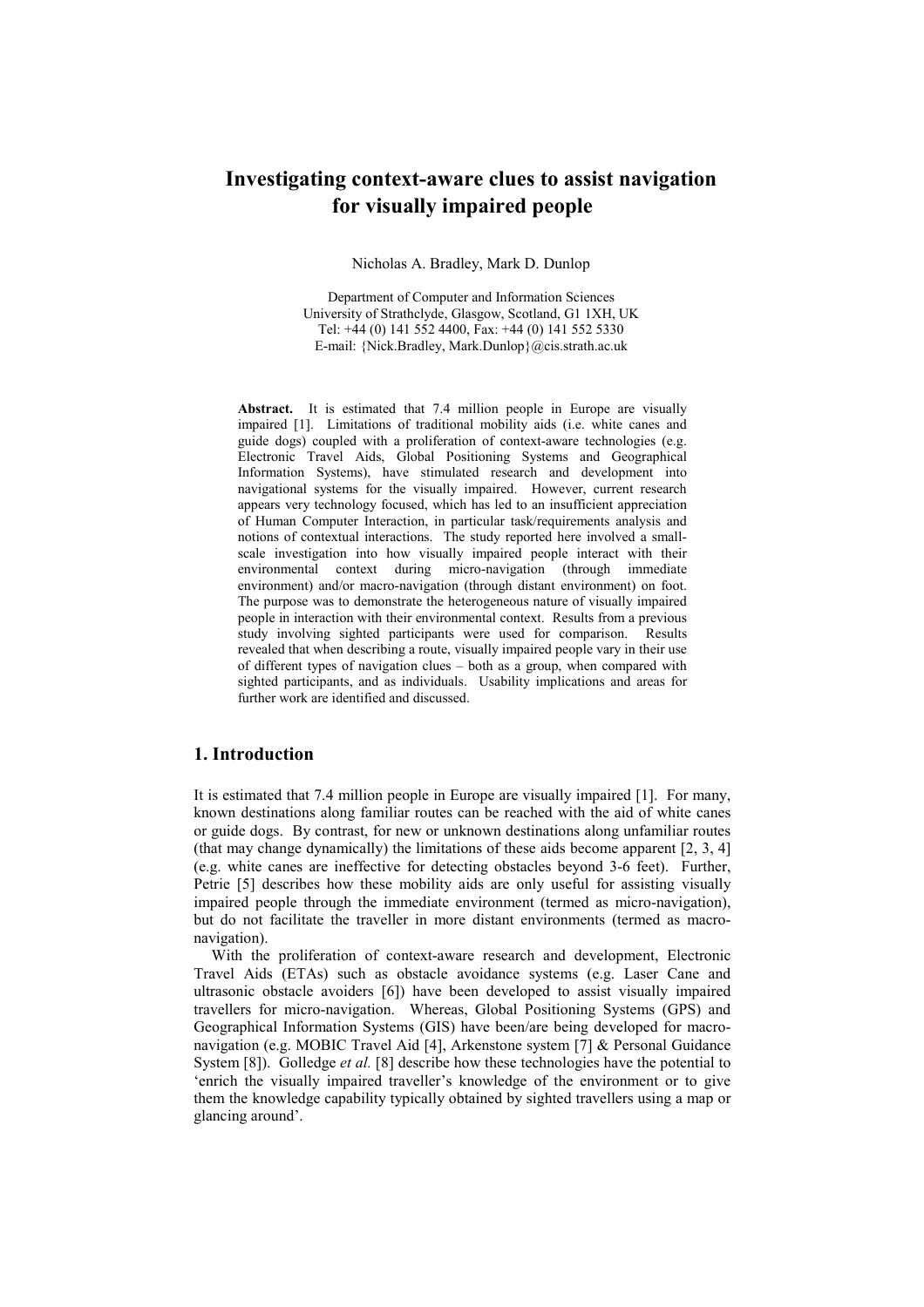# Investigating context-aware clues to assist navigation for visually impaired people

Nicholas A. Bradley, Mark D. Dunlop

Department of Computer and Information Sciences
University of Strathclyde, Glasgow, Scotland, G1 1XH, UK
Tel: +44 (0) 141 552 4400, Fax: +44 (0) 141 552 5330
E-mail: {Nick.Bradley, Mark.Dunlop}@cis.strath.ac.uk

**Abstract.** It is estimated that 7.4 million people in Europe are visually impaired [1]. Limitations of traditional mobility aids (i.e. white canes and guide dogs) coupled with a proliferation of context-aware technologies (e.g. Electronic Travel Aids, Global Positioning Systems and Geographical Information Systems), have stimulated research and development into navigational systems for the visually impaired. However, current research appears very technology focused, which has led to an insufficient appreciation of Human Computer Interaction, in particular task/requirements analysis and notions of contextual interactions. The study reported here involved a small-scale investigation into how visually impaired people interact with their environmental context during micro-navigation (through immediate environment) and/or macro-navigation (through distant environment) on foot. The purpose was to demonstrate the heterogeneous nature of visually impaired people in interaction with their environmental context. Results from a previous study involving sighted participants were used for comparison. Results revealed that when describing a route, visually impaired people vary in their use of different types of navigation clues – both as a group, when compared with sighted participants, and as individuals. Usability implications and areas for further work are identified and discussed.

## 1. Introduction

It is estimated that 7.4 million people in Europe are visually impaired [1]. For many, known destinations along familiar routes can be reached with the aid of white canes or guide dogs. By contrast, for new or unknown destinations along unfamiliar routes (that may change dynamically) the limitations of these aids become apparent [2, 3, 4] (e.g. white canes are ineffective for detecting obstacles beyond 3-6 feet). Further, Petrie [5] describes how these mobility aids are only useful for assisting visually impaired people through the immediate environment (termed as micro-navigation), but do not facilitate the traveller in more distant environments (termed as macro-navigation).

With the proliferation of context-aware research and development, Electronic Travel Aids (ETAs) such as obstacle avoidance systems (e.g. Laser Cane and ultrasonic obstacle avoiders [6]) have been developed to assist visually impaired travellers for micro-navigation. Whereas, Global Positioning Systems (GPS) and Geographical Information Systems (GIS) have been/are being developed for macro-navigation (e.g. MOBIC Travel Aid [4], Arkenstone system [7] & Personal Guidance System [8]). Golledge *et al.* [8] describe how these technologies have the potential to 'enrich the visually impaired traveller's knowledge of the environment or to give them the knowledge capability typically obtained by sighted travellers using a map or glancing around'.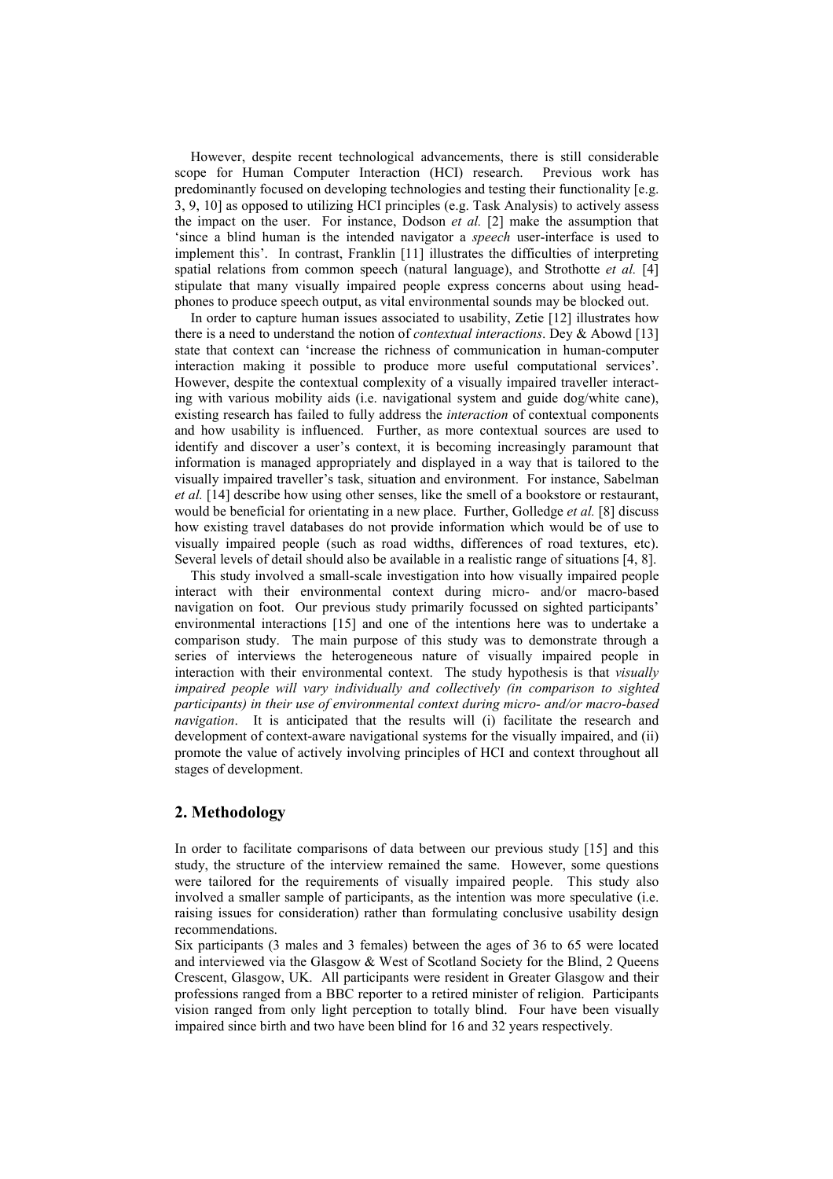However, despite recent technological advancements, there is still considerable scope for Human Computer Interaction (HCI) research. Previous work has predominantly focused on developing technologies and testing their functionality [e.g. 3, 9, 10] as opposed to utilizing HCI principles (e.g. Task Analysis) to actively assess the impact on the user. For instance, Dodson *et al.* [2] make the assumption that 'since a blind human is the intended navigator a *speech* user-interface is used to implement this'. In contrast, Franklin [11] illustrates the difficulties of interpreting spatial relations from common speech (natural language), and Strothotte *et al.* [4] stipulate that many visually impaired people express concerns about using head-phones to produce speech output, as vital environmental sounds may be blocked out.

In order to capture human issues associated to usability, Zetie [12] illustrates how there is a need to understand the notion of *contextual interactions*. Dey & Abowd [13] state that context can 'increase the richness of communication in human-computer interaction making it possible to produce more useful computational services'. However, despite the contextual complexity of a visually impaired traveller interacting with various mobility aids (i.e. navigational system and guide dog/white cane), existing research has failed to fully address the *interaction* of contextual components and how usability is influenced. Further, as more contextual sources are used to identify and discover a user's context, it is becoming increasingly paramount that information is managed appropriately and displayed in a way that is tailored to the visually impaired traveller's task, situation and environment. For instance, Sabelman *et al.* [14] describe how using other senses, like the smell of a bookstore or restaurant, would be beneficial for orientating in a new place. Further, Golledge *et al.* [8] discuss how existing travel databases do not provide information which would be of use to visually impaired people (such as road widths, differences of road textures, etc). Several levels of detail should also be available in a realistic range of situations [4, 8].

This study involved a small-scale investigation into how visually impaired people interact with their environmental context during micro- and/or macro-based navigation on foot. Our previous study primarily focussed on sighted participants' environmental interactions [15] and one of the intentions here was to undertake a comparison study. The main purpose of this study was to demonstrate through a series of interviews the heterogeneous nature of visually impaired people in interaction with their environmental context. The study hypothesis is that *visually impaired people will vary individually and collectively (in comparison to sighted participants) in their use of environmental context during micro- and/or macro-based navigation*. It is anticipated that the results will (i) facilitate the research and development of context-aware navigational systems for the visually impaired, and (ii) promote the value of actively involving principles of HCI and context throughout all stages of development.

## 2. Methodology

In order to facilitate comparisons of data between our previous study [15] and this study, the structure of the interview remained the same. However, some questions were tailored for the requirements of visually impaired people. This study also involved a smaller sample of participants, as the intention was more speculative (i.e. raising issues for consideration) rather than formulating conclusive usability design recommendations.

Six participants (3 males and 3 females) between the ages of 36 to 65 were located and interviewed via the Glasgow & West of Scotland Society for the Blind, 2 Queens Crescent, Glasgow, UK. All participants were resident in Greater Glasgow and their professions ranged from a BBC reporter to a retired minister of religion. Participants vision ranged from only light perception to totally blind. Four have been visually impaired since birth and two have been blind for 16 and 32 years respectively.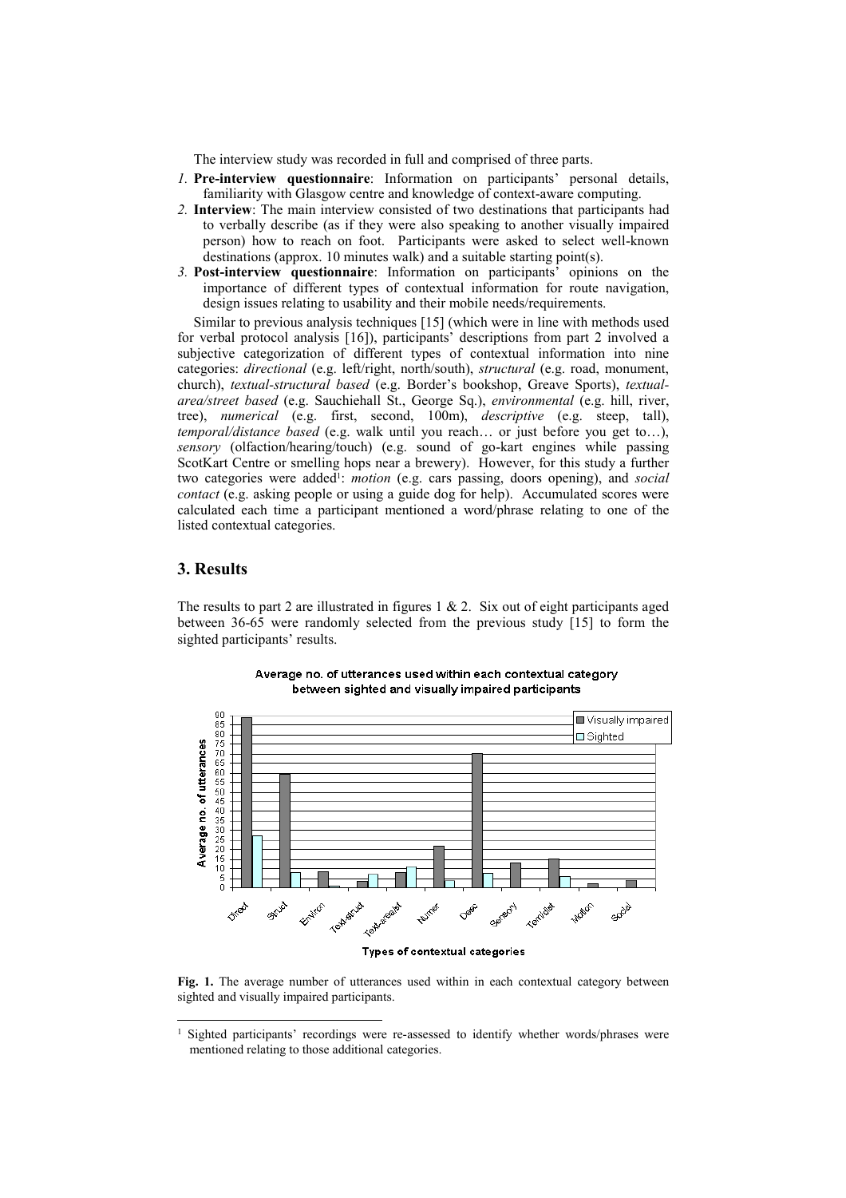The interview study was recorded in full and comprised of three parts.

1. **Pre-interview questionnaire**: Information on participants' personal details, familiarity with Glasgow centre and knowledge of context-aware computing.
2. **Interview**: The main interview consisted of two destinations that participants had to verbally describe (as if they were also speaking to another visually impaired person) how to reach on foot. Participants were asked to select well-known destinations (approx. 10 minutes walk) and a suitable starting point(s).
3. **Post-interview questionnaire**: Information on participants' opinions on the importance of different types of contextual information for route navigation, design issues relating to usability and their mobile needs/requirements.

Similar to previous analysis techniques [15] (which were in line with methods used for verbal protocol analysis [16]), participants' descriptions from part 2 involved a subjective categorization of different types of contextual information into nine categories: *directional* (e.g. left/right, north/south), *structural* (e.g. road, monument, church), *textual-structural based* (e.g. Border's bookshop, Greave Sports), *textual-area/street based* (e.g. Sauchiehall St., George Sq.), *environmental* (e.g. hill, river, tree), *numerical* (e.g. first, second, 100m), *descriptive* (e.g. steep, tall), *temporal/distance based* (e.g. walk until you reach… or just before you get to…), *sensory* (olfaction/hearing/touch) (e.g. sound of go-kart engines while passing ScotKart Centre or smelling hops near a brewery). However, for this study a further two categories were added[1]: *motion* (e.g. cars passing, doors opening), and *social contact* (e.g. asking people or using a guide dog for help). Accumulated scores were calculated each time a participant mentioned a word/phrase relating to one of the listed contextual categories.

## 3. Results

The results to part 2 are illustrated in figures 1 & 2. Six out of eight participants aged between 36-65 were randomly selected from the previous study [15] to form the sighted participants' results.

**Fig. 1.** The average number of utterances used within in each contextual category between sighted and visually impaired participants.

[1] Sighted participants' recordings were re-assessed to identify whether words/phrases were mentioned relating to those additional categories.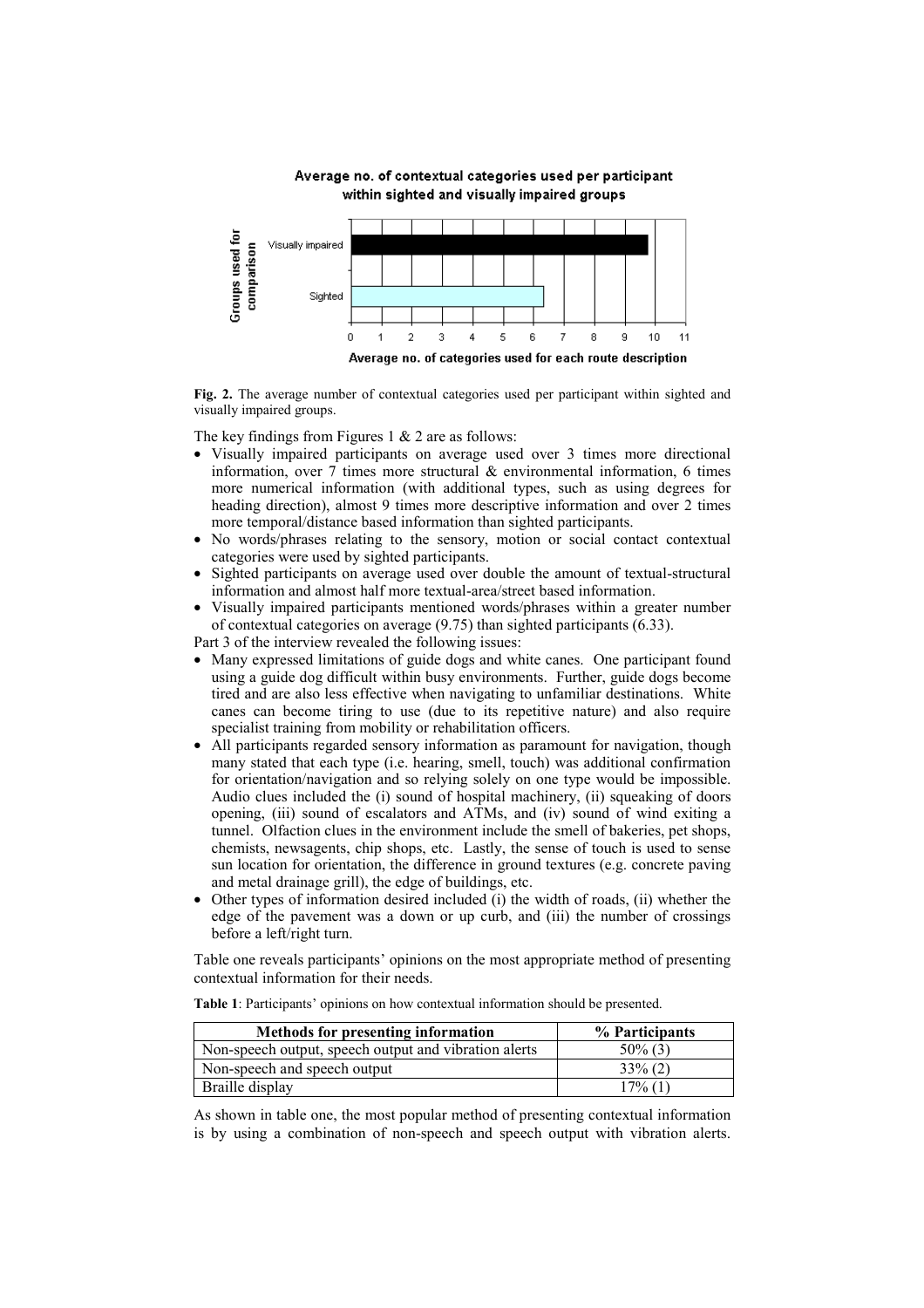**Fig. 2.** The average number of contextual categories used per participant within sighted and visually impaired groups.

The key findings from Figures 1 & 2 are as follows:

- Visually impaired participants on average used over 3 times more directional information, over 7 times more structural & environmental information, 6 times more numerical information (with additional types, such as using degrees for heading direction), almost 9 times more descriptive information and over 2 times more temporal/distance based information than sighted participants.
- No words/phrases relating to the sensory, motion or social contact contextual categories were used by sighted participants.
- Sighted participants on average used over double the amount of textual-structural information and almost half more textual-area/street based information.
- Visually impaired participants mentioned words/phrases within a greater number of contextual categories on average (9.75) than sighted participants (6.33).

Part 3 of the interview revealed the following issues:

- Many expressed limitations of guide dogs and white canes. One participant found using a guide dog difficult within busy environments. Further, guide dogs become tired and are also less effective when navigating to unfamiliar destinations. White canes can become tiring to use (due to its repetitive nature) and also require specialist training from mobility or rehabilitation officers.
- All participants regarded sensory information as paramount for navigation, though many stated that each type (i.e. hearing, smell, touch) was additional confirmation for orientation/navigation and so relying solely on one type would be impossible. Audio clues included the (i) sound of hospital machinery, (ii) squeaking of doors opening, (iii) sound of escalators and ATMs, and (iv) sound of wind exiting a tunnel. Olfaction clues in the environment include the smell of bakeries, pet shops, chemists, newsagents, chip shops, etc. Lastly, the sense of touch is used to sense sun location for orientation, the difference in ground textures (e.g. concrete paving and metal drainage grill), the edge of buildings, etc.
- Other types of information desired included (i) the width of roads, (ii) whether the edge of the pavement was a down or up curb, and (iii) the number of crossings before a left/right turn.

Table one reveals participants' opinions on the most appropriate method of presenting contextual information for their needs.

**Table 1**: Participants' opinions on how contextual information should be presented.

| Methods for presenting information | % Participants |
| --- | --- |
| Non-speech output, speech output and vibration alerts | 50% (3) |
| Non-speech and speech output | 33% (2) |
| Braille display | 17% (1) |

As shown in table one, the most popular method of presenting contextual information is by using a combination of non-speech and speech output with vibration alerts.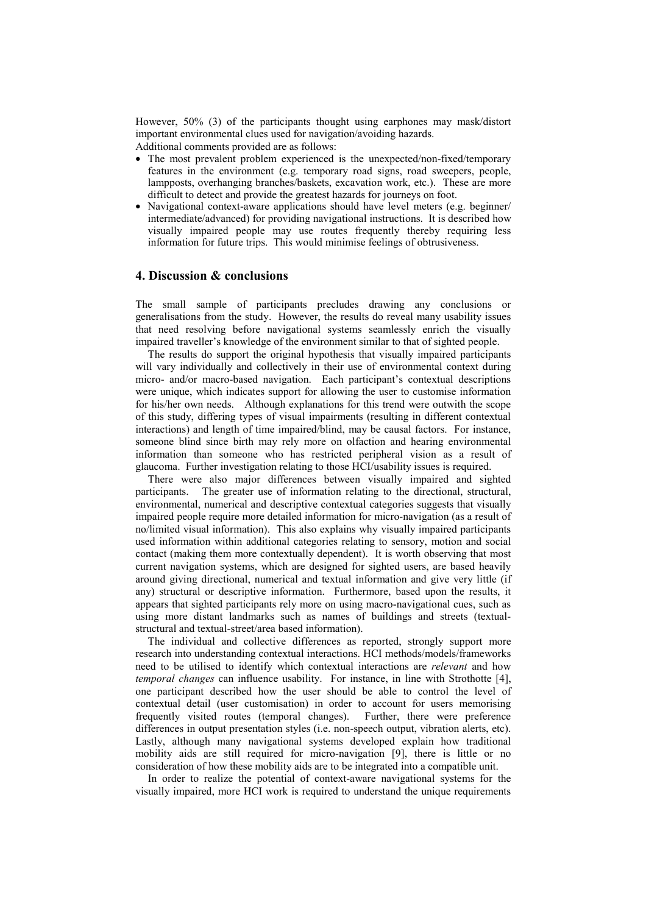However, 50% (3) of the participants thought using earphones may mask/distort important environmental clues used for navigation/avoiding hazards.

Additional comments provided are as follows:

- The most prevalent problem experienced is the unexpected/non-fixed/temporary features in the environment (e.g. temporary road signs, road sweepers, people, lampposts, overhanging branches/baskets, excavation work, etc.). These are more difficult to detect and provide the greatest hazards for journeys on foot.
- Navigational context-aware applications should have level meters (e.g. beginner/ intermediate/advanced) for providing navigational instructions. It is described how visually impaired people may use routes frequently thereby requiring less information for future trips. This would minimise feelings of obtrusiveness.

## 4. Discussion & conclusions

The small sample of participants precludes drawing any conclusions or generalisations from the study. However, the results do reveal many usability issues that need resolving before navigational systems seamlessly enrich the visually impaired traveller's knowledge of the environment similar to that of sighted people.

The results do support the original hypothesis that visually impaired participants will vary individually and collectively in their use of environmental context during micro- and/or macro-based navigation. Each participant's contextual descriptions were unique, which indicates support for allowing the user to customise information for his/her own needs. Although explanations for this trend were outwith the scope of this study, differing types of visual impairments (resulting in different contextual interactions) and length of time impaired/blind, may be causal factors. For instance, someone blind since birth may rely more on olfaction and hearing environmental information than someone who has restricted peripheral vision as a result of glaucoma. Further investigation relating to those HCI/usability issues is required.

There were also major differences between visually impaired and sighted participants. The greater use of information relating to the directional, structural, environmental, numerical and descriptive contextual categories suggests that visually impaired people require more detailed information for micro-navigation (as a result of no/limited visual information). This also explains why visually impaired participants used information within additional categories relating to sensory, motion and social contact (making them more contextually dependent). It is worth observing that most current navigation systems, which are designed for sighted users, are based heavily around giving directional, numerical and textual information and give very little (if any) structural or descriptive information. Furthermore, based upon the results, it appears that sighted participants rely more on using macro-navigational cues, such as using more distant landmarks such as names of buildings and streets (textual-structural and textual-street/area based information).

The individual and collective differences as reported, strongly support more research into understanding contextual interactions. HCI methods/models/frameworks need to be utilised to identify which contextual interactions are *relevant* and how *temporal changes* can influence usability. For instance, in line with Strothotte [4], one participant described how the user should be able to control the level of contextual detail (user customisation) in order to account for users memorising frequently visited routes (temporal changes). Further, there were preference differences in output presentation styles (i.e. non-speech output, vibration alerts, etc). Lastly, although many navigational systems developed explain how traditional mobility aids are still required for micro-navigation [9], there is little or no consideration of how these mobility aids are to be integrated into a compatible unit.

In order to realize the potential of context-aware navigational systems for the visually impaired, more HCI work is required to understand the unique requirements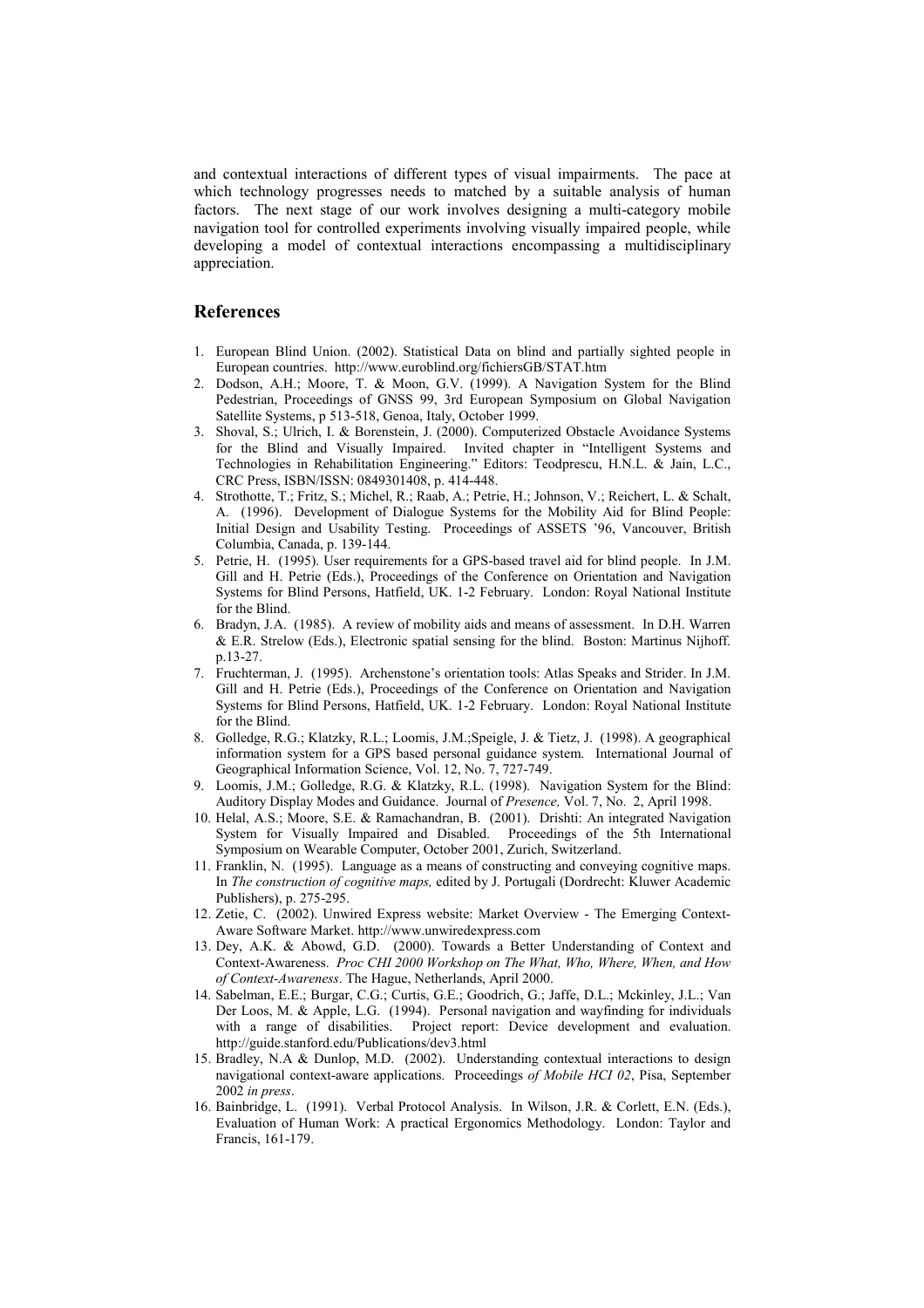and contextual interactions of different types of visual impairments. The pace at which technology progresses needs to matched by a suitable analysis of human factors. The next stage of our work involves designing a multi-category mobile navigation tool for controlled experiments involving visually impaired people, while developing a model of contextual interactions encompassing a multidisciplinary appreciation.

## References

1. European Blind Union. (2002). Statistical Data on blind and partially sighted people in European countries. http://www.euroblind.org/fichiersGB/STAT.htm
2. Dodson, A.H.; Moore, T. & Moon, G.V. (1999). A Navigation System for the Blind Pedestrian, Proceedings of GNSS 99, 3rd European Symposium on Global Navigation Satellite Systems, p 513-518, Genoa, Italy, October 1999.
3. Shoval, S.; Ulrich, I. & Borenstein, J. (2000). Computerized Obstacle Avoidance Systems for the Blind and Visually Impaired. Invited chapter in "Intelligent Systems and Technologies in Rehabilitation Engineering." Editors: Teodprescu, H.N.L. & Jain, L.C., CRC Press, ISBN/ISSN: 0849301408, p. 414-448.
4. Strothotte, T.; Fritz, S.; Michel, R.; Raab, A.; Petrie, H.; Johnson, V.; Reichert, L. & Schalt, A. (1996). Development of Dialogue Systems for the Mobility Aid for Blind People: Initial Design and Usability Testing. Proceedings of ASSETS '96, Vancouver, British Columbia, Canada, p. 139-144.
5. Petrie, H. (1995). User requirements for a GPS-based travel aid for blind people. In J.M. Gill and H. Petrie (Eds.), Proceedings of the Conference on Orientation and Navigation Systems for Blind Persons, Hatfield, UK. 1-2 February. London: Royal National Institute for the Blind.
6. Bradyn, J.A. (1985). A review of mobility aids and means of assessment. In D.H. Warren & E.R. Strelow (Eds.), Electronic spatial sensing for the blind. Boston: Martinus Nijhoff. p.13-27.
7. Fruchterman, J. (1995). Archenstone's orientation tools: Atlas Speaks and Strider. In J.M. Gill and H. Petrie (Eds.), Proceedings of the Conference on Orientation and Navigation Systems for Blind Persons, Hatfield, UK. 1-2 February. London: Royal National Institute for the Blind.
8. Golledge, R.G.; Klatzky, R.L.; Loomis, J.M.;Speigle, J. & Tietz, J. (1998). A geographical information system for a GPS based personal guidance system. International Journal of Geographical Information Science, Vol. 12, No. 7, 727-749.
9. Loomis, J.M.; Golledge, R.G. & Klatzky, R.L. (1998). Navigation System for the Blind: Auditory Display Modes and Guidance. Journal of *Presence,* Vol. 7, No. 2, April 1998.
10. Helal, A.S.; Moore, S.E. & Ramachandran, B. (2001). Drishti: An integrated Navigation System for Visually Impaired and Disabled. Proceedings of the 5th International Symposium on Wearable Computer, October 2001, Zurich, Switzerland.
11. Franklin, N. (1995). Language as a means of constructing and conveying cognitive maps. In *The construction of cognitive maps,* edited by J. Portugali (Dordrecht: Kluwer Academic Publishers), p. 275-295.
12. Zetie, C. (2002). Unwired Express website: Market Overview - The Emerging Context-Aware Software Market. http://www.unwiredexpress.com
13. Dey, A.K. & Abowd, G.D. (2000). Towards a Better Understanding of Context and Context-Awareness. *Proc CHI 2000 Workshop on The What, Who, Where, When, and How of Context-Awareness*. The Hague, Netherlands, April 2000.
14. Sabelman, E.E.; Burgar, C.G.; Curtis, G.E.; Goodrich, G.; Jaffe, D.L.; Mckinley, J.L.; Van Der Loos, M. & Apple, L.G. (1994). Personal navigation and wayfinding for individuals with a range of disabilities. Project report: Device development and evaluation. http://guide.stanford.edu/Publications/dev3.html
15. Bradley, N.A & Dunlop, M.D. (2002). Understanding contextual interactions to design navigational context-aware applications. Proceedings *of Mobile HCI 02*, Pisa, September 2002 *in press*.
16. Bainbridge, L. (1991). Verbal Protocol Analysis. In Wilson, J.R. & Corlett, E.N. (Eds.), Evaluation of Human Work: A practical Ergonomics Methodology. London: Taylor and Francis, 161-179.